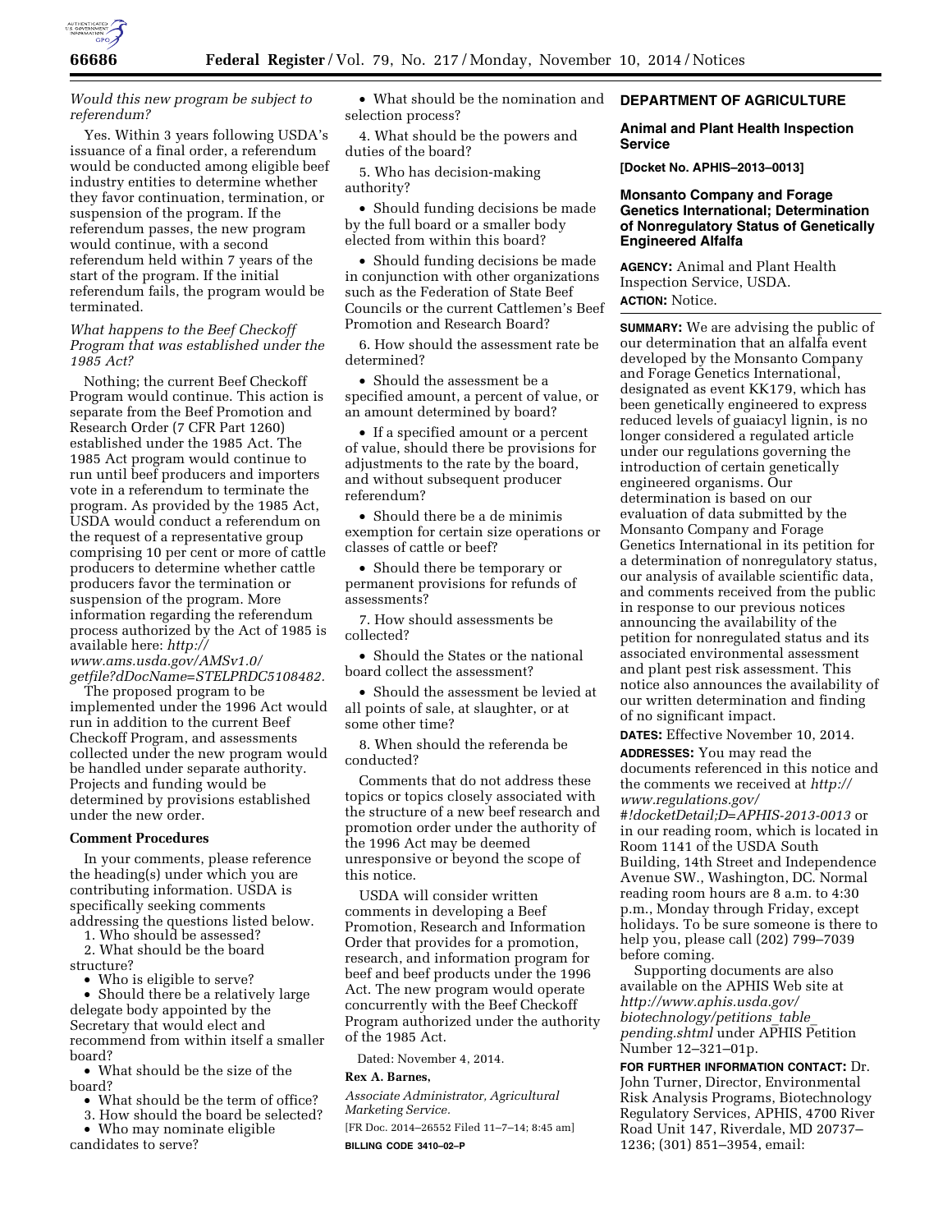*Would this new program be subject to referendum?*

Yes. Within 3 years following USDA's issuance of a final order, a referendum would be conducted among eligible beef industry entities to determine whether they favor continuation, termination, or suspension of the program. If the referendum passes, the new program would continue, with a second referendum held within 7 years of the start of the program. If the initial referendum fails, the program would be terminated.

*What happens to the Beef Checkoff Program that was established under the 1985 Act?*

Nothing; the current Beef Checkoff Program would continue. This action is separate from the Beef Promotion and Research Order (7 CFR Part 1260) established under the 1985 Act. The 1985 Act program would continue to run until beef producers and importers vote in a referendum to terminate the program. As provided by the 1985 Act, USDA would conduct a referendum on the request of a representative group comprising 10 per cent or more of cattle producers to determine whether cattle producers favor the termination or suspension of the program. More information regarding the referendum process authorized by the Act of 1985 is available here: *http://www.ams.usda.gov/AMSv1.0/getfile?dDocName=STELPRDC5108482.*

The proposed program to be implemented under the 1996 Act would run in addition to the current Beef Checkoff Program, and assessments collected under the new program would be handled under separate authority. Projects and funding would be determined by provisions established under the new order.

**Comment Procedures**

In your comments, please reference the heading(s) under which you are contributing information. USDA is specifically seeking comments addressing the questions listed below.

1. Who should be assessed?
2. What should be the board structure?
   • Who is eligible to serve?
   • Should there be a relatively large delegate body appointed by the Secretary that would elect and recommend from within itself a smaller board?
   • What should be the size of the board?
   • What should be the term of office?
3. How should the board be selected?
   • Who may nominate eligible candidates to serve?
   • What should be the nomination and selection process?
4. What should be the powers and duties of the board?
5. Who has decision-making authority?
   • Should funding decisions be made by the full board or a smaller body elected from within this board?
   • Should funding decisions be made in conjunction with other organizations such as the Federation of State Beef Councils or the current Cattlemen's Beef Promotion and Research Board?
6. How should the assessment rate be determined?
   • Should the assessment be a specified amount, a percent of value, or an amount determined by board?
   • If a specified amount or a percent of value, should there be provisions for adjustments to the rate by the board, and without subsequent producer referendum?
   • Should there be a de minimis exemption for certain size operations or classes of cattle or beef?
   • Should there be temporary or permanent provisions for refunds of assessments?
7. How should assessments be collected?
   • Should the States or the national board collect the assessment?
   • Should the assessment be levied at all points of sale, at slaughter, or at some other time?
8. When should the referenda be conducted?

Comments that do not address these topics or topics closely associated with the structure of a new beef research and promotion order under the authority of the 1996 Act may be deemed unresponsive or beyond the scope of this notice.

USDA will consider written comments in developing a Beef Promotion, Research and Information Order that provides for a promotion, research, and information program for beef and beef products under the 1996 Act. The new program would operate concurrently with the Beef Checkoff Program authorized under the authority of the 1985 Act.

Dated: November 4, 2014.

**Rex A. Barnes,**

*Associate Administrator, Agricultural Marketing Service.*

[FR Doc. 2014–26552 Filed 11–7–14; 8:45 am]

**BILLING CODE 3410–02–P**

## DEPARTMENT OF AGRICULTURE

### Animal and Plant Health Inspection Service

**[Docket No. APHIS–2013–0013]**

### Monsanto Company and Forage Genetics International; Determination of Nonregulatory Status of Genetically Engineered Alfalfa

**AGENCY:** Animal and Plant Health Inspection Service, USDA.

**ACTION:** Notice.

**SUMMARY:** We are advising the public of our determination that an alfalfa event developed by the Monsanto Company and Forage Genetics International, designated as event KK179, which has been genetically engineered to express reduced levels of guaiacyl lignin, is no longer considered a regulated article under our regulations governing the introduction of certain genetically engineered organisms. Our determination is based on our evaluation of data submitted by the Monsanto Company and Forage Genetics International in its petition for a determination of nonregulatory status, our analysis of available scientific data, and comments received from the public in response to our previous notices announcing the availability of the petition for nonregulated status and its associated environmental assessment and plant pest risk assessment. This notice also announces the availability of our written determination and finding of no significant impact.

**DATES:** Effective November 10, 2014.

**ADDRESSES:** You may read the documents referenced in this notice and the comments we received at *http://www.regulations.gov/#!docketDetail;D=APHIS-2013-0013* or in our reading room, which is located in Room 1141 of the USDA South Building, 14th Street and Independence Avenue SW., Washington, DC. Normal reading room hours are 8 a.m. to 4:30 p.m., Monday through Friday, except holidays. To be sure someone is there to help you, please call (202) 799–7039 before coming.

Supporting documents are also available on the APHIS Web site at *http://www.aphis.usda.gov/biotechnology/petitions_table_pending.shtml* under APHIS Petition Number 12–321–01p.

**FOR FURTHER INFORMATION CONTACT:** Dr. John Turner, Director, Environmental Risk Analysis Programs, Biotechnology Regulatory Services, APHIS, 4700 River Road Unit 147, Riverdale, MD 20737–1236; (301) 851–3954, email: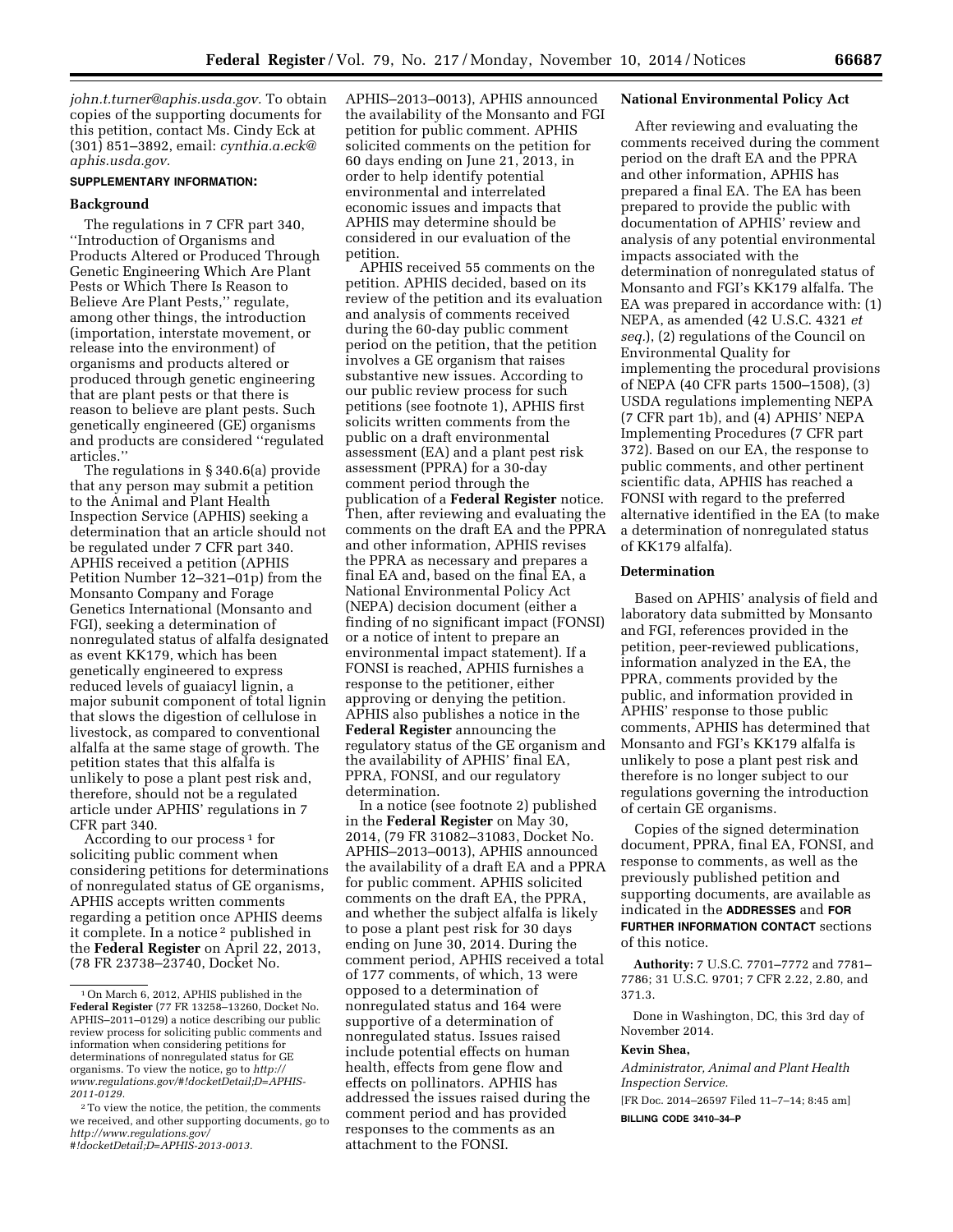*john.t.turner@aphis.usda.gov.* To obtain copies of the supporting documents for this petition, contact Ms. Cindy Eck at (301) 851–3892, email: *cynthia.a.eck@aphis.usda.gov.*

**SUPPLEMENTARY INFORMATION:**

**Background**

The regulations in 7 CFR part 340, ''Introduction of Organisms and Products Altered or Produced Through Genetic Engineering Which Are Plant Pests or Which There Is Reason to Believe Are Plant Pests,'' regulate, among other things, the introduction (importation, interstate movement, or release into the environment) of organisms and products altered or produced through genetic engineering that are plant pests or that there is reason to believe are plant pests. Such genetically engineered (GE) organisms and products are considered ''regulated articles.''

The regulations in § 340.6(a) provide that any person may submit a petition to the Animal and Plant Health Inspection Service (APHIS) seeking a determination that an article should not be regulated under 7 CFR part 340. APHIS received a petition (APHIS Petition Number 12–321–01p) from the Monsanto Company and Forage Genetics International (Monsanto and FGI), seeking a determination of nonregulated status of alfalfa designated as event KK179, which has been genetically engineered to express reduced levels of guaiacyl lignin, a major subunit component of total lignin that slows the digestion of cellulose in livestock, as compared to conventional alfalfa at the same stage of growth. The petition states that this alfalfa is unlikely to pose a plant pest risk and, therefore, should not be a regulated article under APHIS' regulations in 7 CFR part 340.

According to our process[1] for soliciting public comment when considering petitions for determinations of nonregulated status of GE organisms, APHIS accepts written comments regarding a petition once APHIS deems it complete. In a notice[2] published in the **Federal Register** on April 22, 2013, (78 FR 23738–23740, Docket No. APHIS–2013–0013), APHIS announced the availability of the Monsanto and FGI petition for public comment. APHIS solicited comments on the petition for 60 days ending on June 21, 2013, in order to help identify potential environmental and interrelated economic issues and impacts that APHIS may determine should be considered in our evaluation of the petition.

APHIS received 55 comments on the petition. APHIS decided, based on its review of the petition and its evaluation and analysis of comments received during the 60-day public comment period on the petition, that the petition involves a GE organism that raises substantive new issues. According to our public review process for such petitions (see footnote 1), APHIS first solicits written comments from the public on a draft environmental assessment (EA) and a plant pest risk assessment (PPRA) for a 30-day comment period through the publication of a **Federal Register** notice. Then, after reviewing and evaluating the comments on the draft EA and the PPRA and other information, APHIS revises the PPRA as necessary and prepares a final EA and, based on the final EA, a National Environmental Policy Act (NEPA) decision document (either a finding of no significant impact (FONSI) or a notice of intent to prepare an environmental impact statement). If a FONSI is reached, APHIS furnishes a response to the petitioner, either approving or denying the petition. APHIS also publishes a notice in the **Federal Register** announcing the regulatory status of the GE organism and the availability of APHIS' final EA, PPRA, FONSI, and our regulatory determination.

In a notice (see footnote 2) published in the **Federal Register** on May 30, 2014, (79 FR 31082–31083, Docket No. APHIS–2013–0013), APHIS announced the availability of a draft EA and a PPRA for public comment. APHIS solicited comments on the draft EA, the PPRA, and whether the subject alfalfa is likely to pose a plant pest risk for 30 days ending on June 30, 2014. During the comment period, APHIS received a total of 177 comments, of which, 13 were opposed to a determination of nonregulated status and 164 were supportive of a determination of nonregulated status. Issues raised include potential effects on human health, effects from gene flow and effects on pollinators. APHIS has addressed the issues raised during the comment period and has provided responses to the comments as an attachment to the FONSI.

**National Environmental Policy Act**

After reviewing and evaluating the comments received during the comment period on the draft EA and the PPRA and other information, APHIS has prepared a final EA. The EA has been prepared to provide the public with documentation of APHIS' review and analysis of any potential environmental impacts associated with the determination of nonregulated status of Monsanto and FGI's KK179 alfalfa. The EA was prepared in accordance with: (1) NEPA, as amended (42 U.S.C. 4321 *et seq.*), (2) regulations of the Council on Environmental Quality for implementing the procedural provisions of NEPA (40 CFR parts 1500–1508), (3) USDA regulations implementing NEPA (7 CFR part 1b), and (4) APHIS' NEPA Implementing Procedures (7 CFR part 372). Based on our EA, the response to public comments, and other pertinent scientific data, APHIS has reached a FONSI with regard to the preferred alternative identified in the EA (to make a determination of nonregulated status of KK179 alfalfa).

**Determination**

Based on APHIS' analysis of field and laboratory data submitted by Monsanto and FGI, references provided in the petition, peer-reviewed publications, information analyzed in the EA, the PPRA, comments provided by the public, and information provided in APHIS' response to those public comments, APHIS has determined that Monsanto and FGI's KK179 alfalfa is unlikely to pose a plant pest risk and therefore is no longer subject to our regulations governing the introduction of certain GE organisms.

Copies of the signed determination document, PPRA, final EA, FONSI, and response to comments, as well as the previously published petition and supporting documents, are available as indicated in the **ADDRESSES** and **FOR FURTHER INFORMATION CONTACT** sections of this notice.

**Authority:** 7 U.S.C. 7701–7772 and 7781–7786; 31 U.S.C. 9701; 7 CFR 2.22, 2.80, and 371.3.

Done in Washington, DC, this 3rd day of November 2014.

**Kevin Shea,**

*Administrator, Animal and Plant Health Inspection Service.*

[FR Doc. 2014–26597 Filed 11–7–14; 8:45 am]

**BILLING CODE 3410–34–P**

---

[1] On March 6, 2012, APHIS published in the **Federal Register** (77 FR 13258–13260, Docket No. APHIS–2011–0129) a notice describing our public review process for soliciting public comments and information when considering petitions for determinations of nonregulated status for GE organisms. To view the notice, go to *http://www.regulations.gov/#!docketDetail;D=APHIS-2011-0129.*

[2] To view the notice, the petition, the comments we received, and other supporting documents, go to *http://www.regulations.gov/#!docketDetail;D=APHIS-2013-0013.*